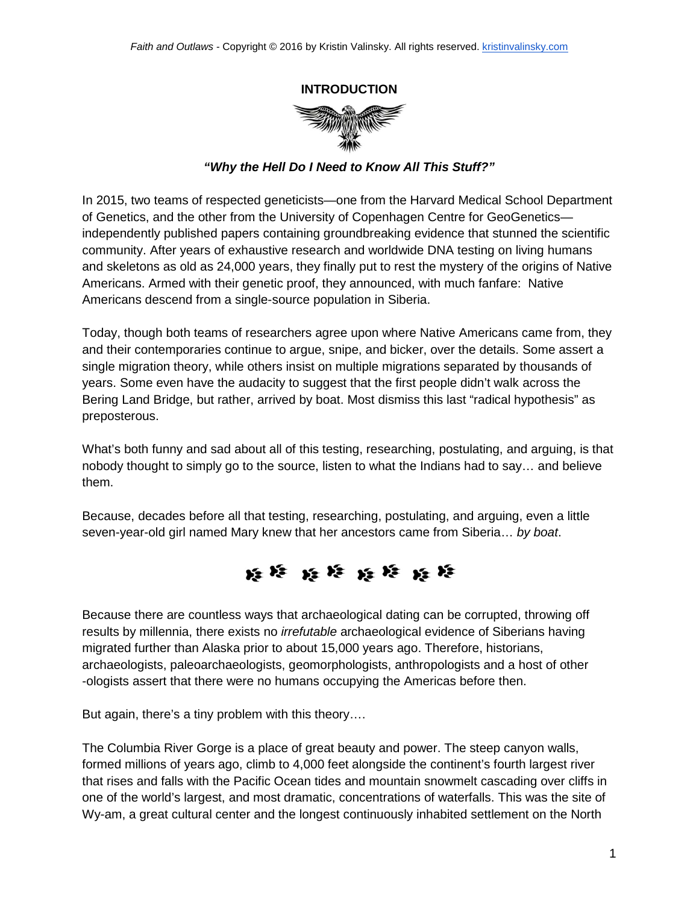## INTRODUCTION

***"Why the Hell Do I Need to Know All This Stuff?"***

In 2015, two teams of respected geneticists—one from the Harvard Medical School Department of Genetics, and the other from the University of Copenhagen Centre for GeoGenetics—independently published papers containing groundbreaking evidence that stunned the scientific community. After years of exhaustive research and worldwide DNA testing on living humans and skeletons as old as 24,000 years, they finally put to rest the mystery of the origins of Native Americans. Armed with their genetic proof, they announced, with much fanfare: Native Americans descend from a single-source population in Siberia.

Today, though both teams of researchers agree upon where Native Americans came from, they and their contemporaries continue to argue, snipe, and bicker, over the details. Some assert a single migration theory, while others insist on multiple migrations separated by thousands of years. Some even have the audacity to suggest that the first people didn't walk across the Bering Land Bridge, but rather, arrived by boat. Most dismiss this last "radical hypothesis" as preposterous.

What's both funny and sad about all of this testing, researching, postulating, and arguing, is that nobody thought to simply go to the source, listen to what the Indians had to say… and believe them.

Because, decades before all that testing, researching, postulating, and arguing, even a little seven-year-old girl named Mary knew that her ancestors came from Siberia… *by boat*.

Because there are countless ways that archaeological dating can be corrupted, throwing off results by millennia, there exists no *irrefutable* archaeological evidence of Siberians having migrated further than Alaska prior to about 15,000 years ago. Therefore, historians, archaeologists, paleoarchaeologists, geomorphologists, anthropologists and a host of other -ologists assert that there were no humans occupying the Americas before then.

But again, there's a tiny problem with this theory….

The Columbia River Gorge is a place of great beauty and power. The steep canyon walls, formed millions of years ago, climb to 4,000 feet alongside the continent's fourth largest river that rises and falls with the Pacific Ocean tides and mountain snowmelt cascading over cliffs in one of the world's largest, and most dramatic, concentrations of waterfalls. This was the site of Wy-am, a great cultural center and the longest continuously inhabited settlement on the North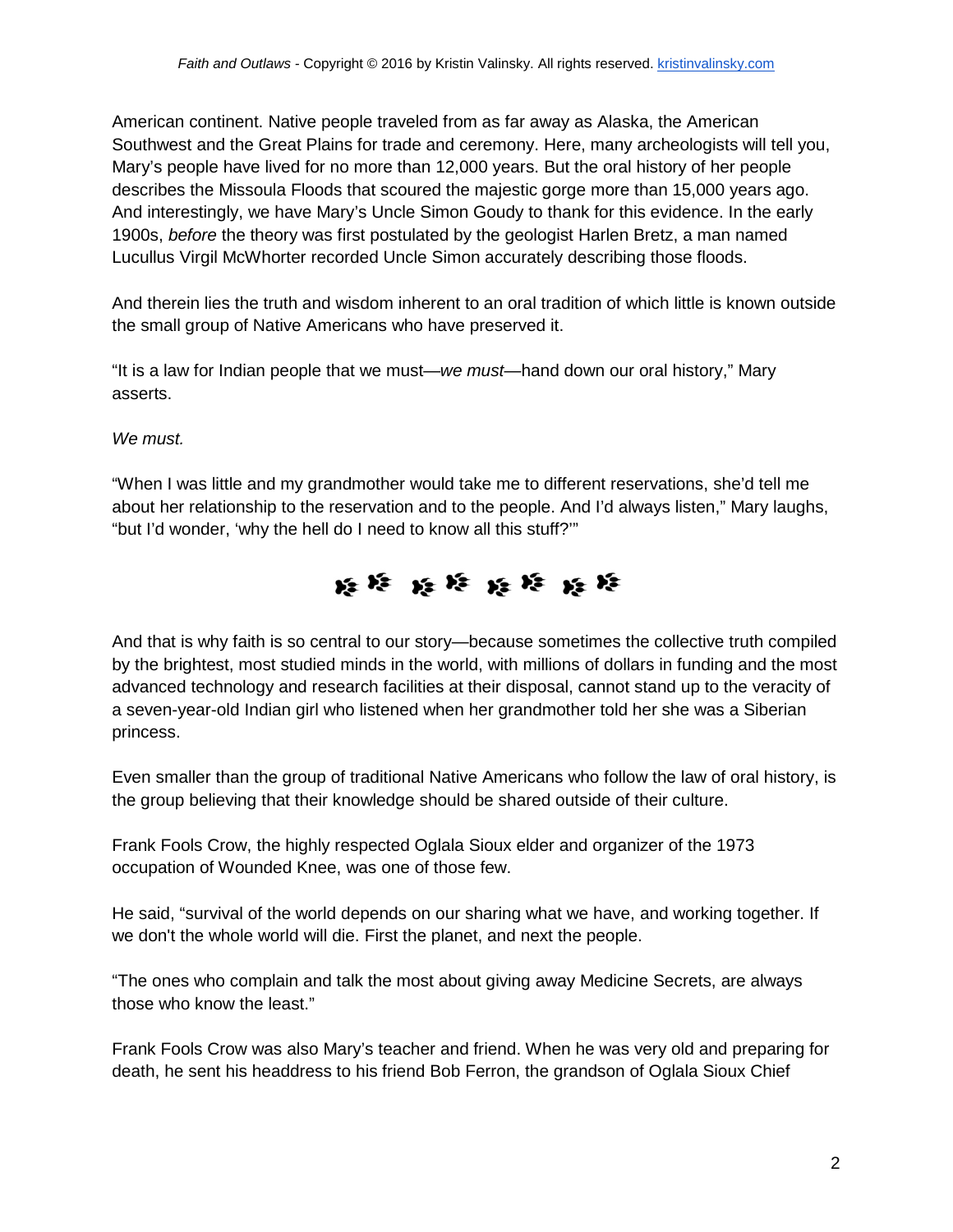American continent. Native people traveled from as far away as Alaska, the American Southwest and the Great Plains for trade and ceremony. Here, many archeologists will tell you, Mary's people have lived for no more than 12,000 years. But the oral history of her people describes the Missoula Floods that scoured the majestic gorge more than 15,000 years ago. And interestingly, we have Mary's Uncle Simon Goudy to thank for this evidence. In the early 1900s, *before* the theory was first postulated by the geologist Harlen Bretz, a man named Lucullus Virgil McWhorter recorded Uncle Simon accurately describing those floods.

And therein lies the truth and wisdom inherent to an oral tradition of which little is known outside the small group of Native Americans who have preserved it.

"It is a law for Indian people that we must—*we must*—hand down our oral history," Mary asserts.

*We must.*

"When I was little and my grandmother would take me to different reservations, she'd tell me about her relationship to the reservation and to the people. And I'd always listen," Mary laughs, "but I'd wonder, 'why the hell do I need to know all this stuff?'"

---

And that is why faith is so central to our story—because sometimes the collective truth compiled by the brightest, most studied minds in the world, with millions of dollars in funding and the most advanced technology and research facilities at their disposal, cannot stand up to the veracity of a seven-year-old Indian girl who listened when her grandmother told her she was a Siberian princess.

Even smaller than the group of traditional Native Americans who follow the law of oral history, is the group believing that their knowledge should be shared outside of their culture.

Frank Fools Crow, the highly respected Oglala Sioux elder and organizer of the 1973 occupation of Wounded Knee, was one of those few.

He said, "survival of the world depends on our sharing what we have, and working together. If we don't the whole world will die. First the planet, and next the people.

"The ones who complain and talk the most about giving away Medicine Secrets, are always those who know the least."

Frank Fools Crow was also Mary's teacher and friend. When he was very old and preparing for death, he sent his headdress to his friend Bob Ferron, the grandson of Oglala Sioux Chief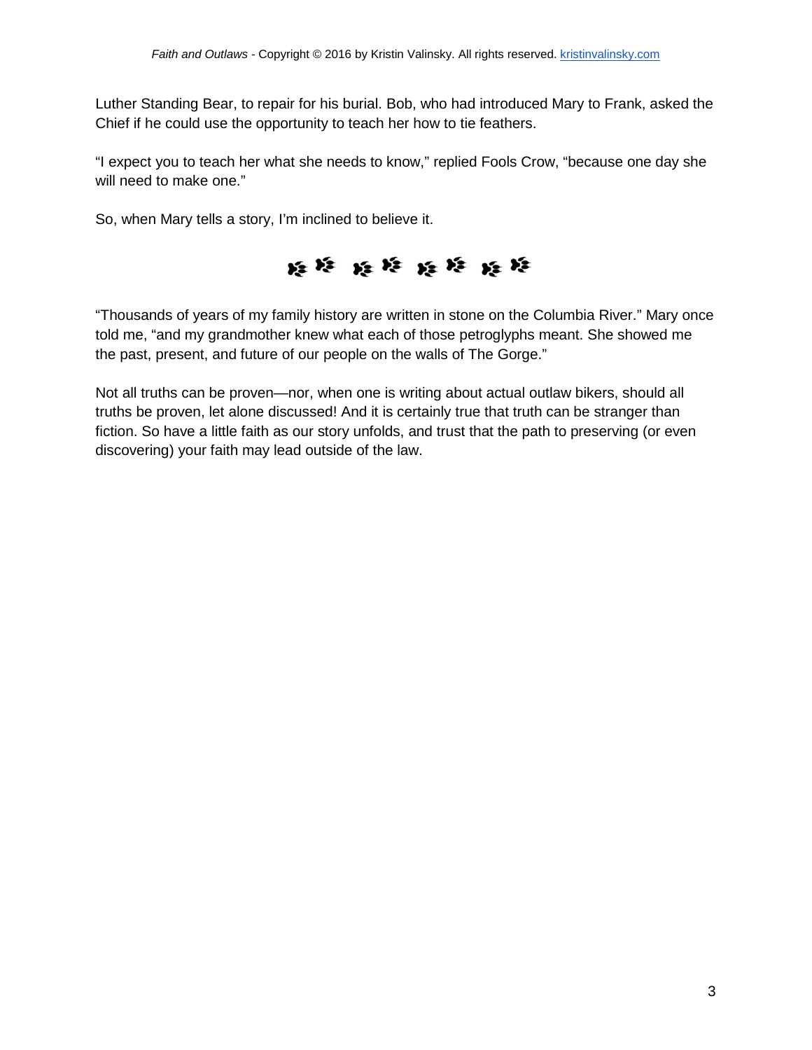Luther Standing Bear, to repair for his burial. Bob, who had introduced Mary to Frank, asked the Chief if he could use the opportunity to teach her how to tie feathers.

“I expect you to teach her what she needs to know,” replied Fools Crow, “because one day she will need to make one.”

So, when Mary tells a story, I’m inclined to believe it.

“Thousands of years of my family history are written in stone on the Columbia River.” Mary once told me, “and my grandmother knew what each of those petroglyphs meant. She showed me the past, present, and future of our people on the walls of The Gorge.”

Not all truths can be proven—nor, when one is writing about actual outlaw bikers, should all truths be proven, let alone discussed! And it is certainly true that truth can be stranger than fiction. So have a little faith as our story unfolds, and trust that the path to preserving (or even discovering) your faith may lead outside of the law.